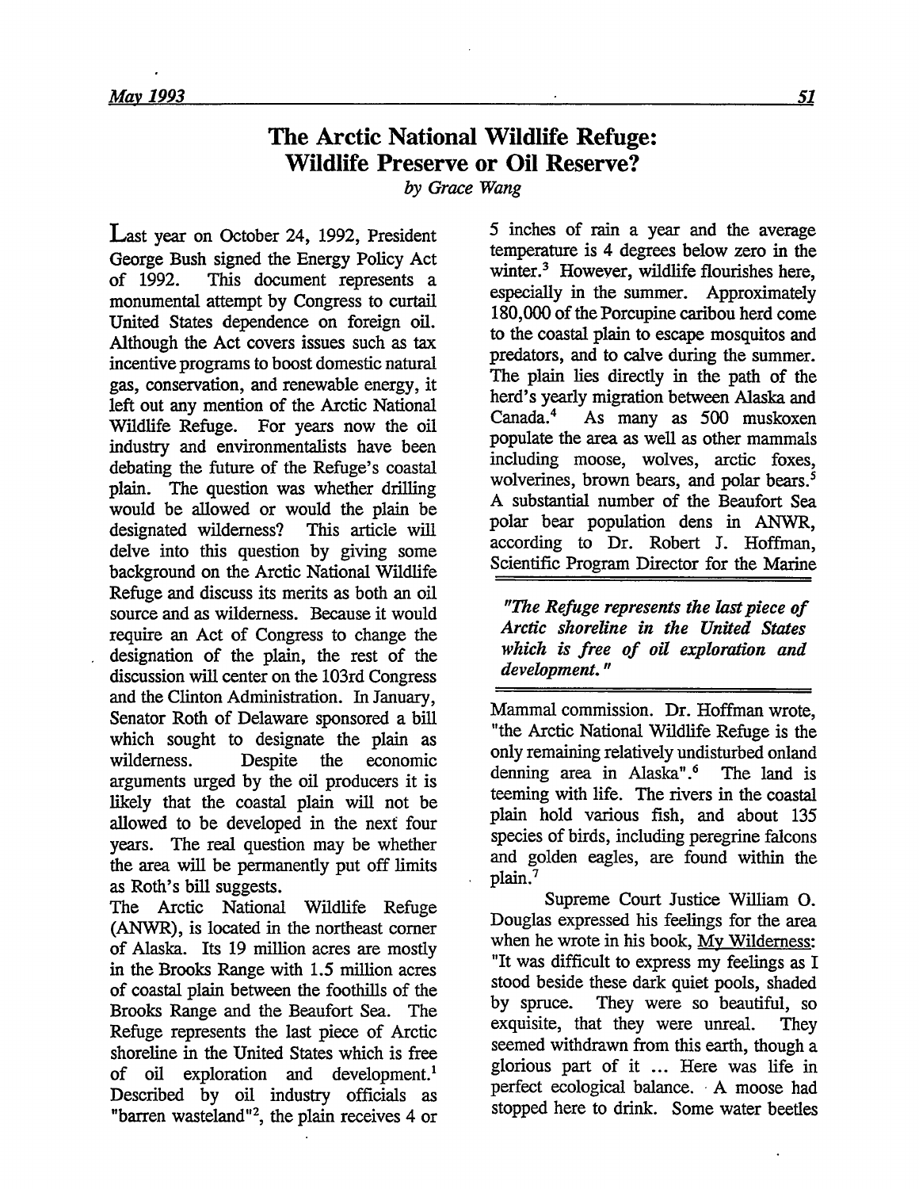# The Arctic National Wildlife Refuge: Wildlife Preserve or Oil Reserve?

*by Grace Wang*

Last year on October 24, 1992, President George Bush signed the Energy Policy Act of 1992. This document represents a monumental attempt by Congress to curtail United States dependence on foreign oil. Although the Act covers issues such as tax incentive programs to boost domestic natural gas, conservation, and renewable energy, it left out any mention of the Arctic National Wildlife Refuge. For years now the oil industry and environmentalists have been debating the future of the Refuge's coastal plain. The question was whether drilling would be allowed or would the plain be designated wilderness? This article will delve into this question by giving some background on the Arctic National Wildlife Refuge and discuss its merits as both an oil source and as wilderness. Because it would require an Act of Congress to change the designation of the plain, the rest of the discussion will center on the 103rd Congress and the Clinton Administration. In January, Senator Roth of Delaware sponsored a bill which sought to designate the plain as wilderness. Despite the economic arguments urged by the oil producers it is likely that the coastal plain will not be allowed to be developed in the next four years. The real question may be whether the area will be permanently put off limits as Roth's bill suggests.

The Arctic National Wildlife Refuge (ANWR), is located in the northeast corner of Alaska. Its 19 million acres are mostly in the Brooks Range with 1.5 million acres of coastal plain between the foothills of the Brooks Range and the Beaufort Sea. The Refuge represents the last piece of Arctic shoreline in the United States which is free of oil exploration and development.[1] Described by oil industry officials as "barren wasteland"[2], the plain receives 4 or 5 inches of rain a year and the average temperature is 4 degrees below zero in the winter.[3] However, wildlife flourishes here, especially in the summer. Approximately 180,000 of the Porcupine caribou herd come to the coastal plain to escape mosquitos and predators, and to calve during the summer. The plain lies directly in the path of the herd's yearly migration between Alaska and Canada.[4] As many as 500 muskoxen populate the area as well as other mammals including moose, wolves, arctic foxes, wolverines, brown bears, and polar bears.[5] A substantial number of the Beaufort Sea polar bear population dens in ANWR, according to Dr. Robert J. Hoffman, Scientific Program Director for the Marine Mammal commission. Dr. Hoffman wrote, "the Arctic National Wildlife Refuge is the only remaining relatively undisturbed onland denning area in Alaska".[6] The land is teeming with life. The rivers in the coastal plain hold various fish, and about 135 species of birds, including peregrine falcons and golden eagles, are found within the plain.[7]

> *"The Refuge represents the last piece of Arctic shoreline in the United States which is free of oil exploration and development."*

Supreme Court Justice William O. Douglas expressed his feelings for the area when he wrote in his book, My Wilderness: "It was difficult to express my feelings as I stood beside these dark quiet pools, shaded by spruce. They were so beautiful, so exquisite, that they were unreal. They seemed withdrawn from this earth, though a glorious part of it ... Here was life in perfect ecological balance. A moose had stopped here to drink. Some water beetles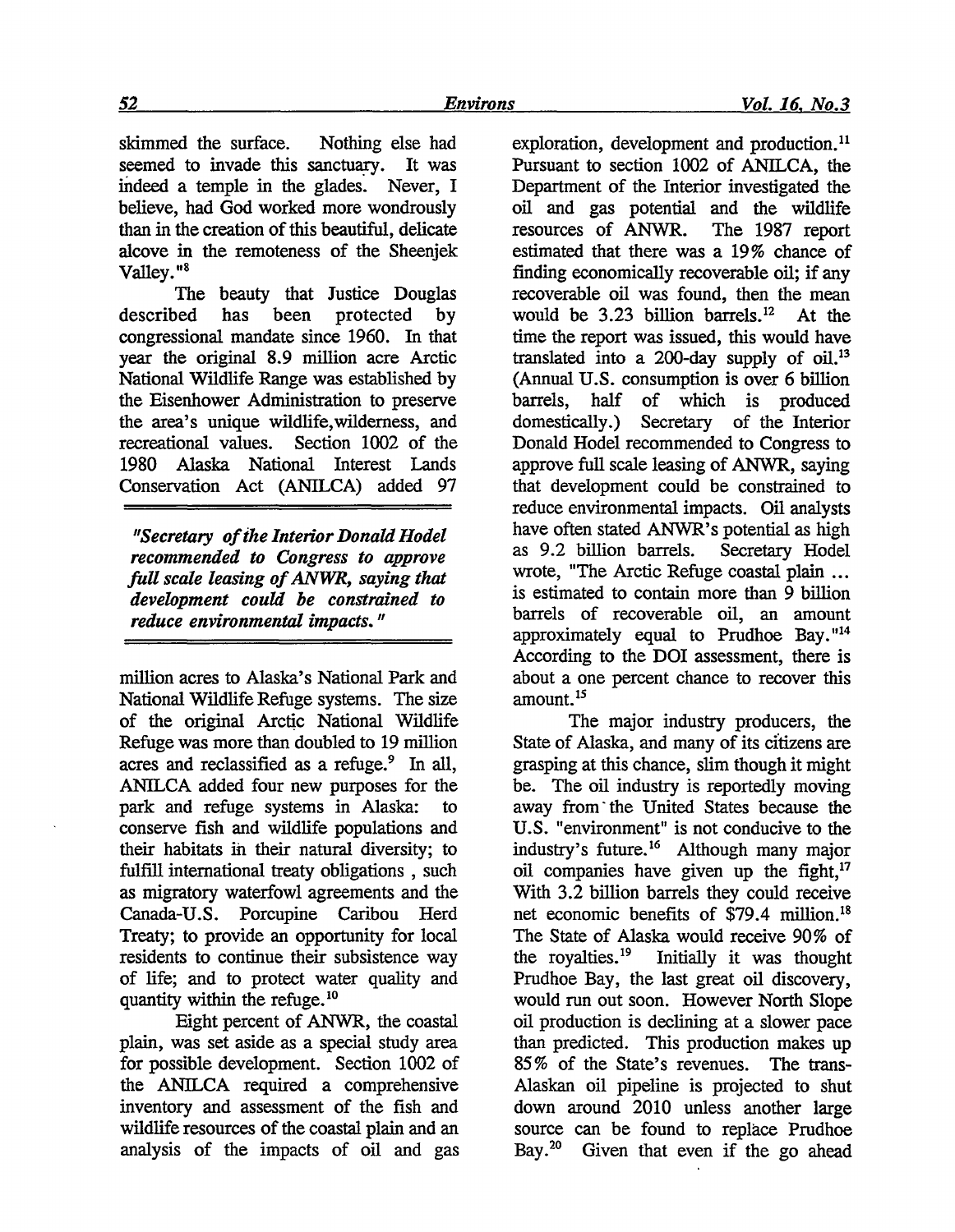skimmed the surface. Nothing else had seemed to invade this sanctuary. It was indeed a temple in the glades. Never, I believe, had God worked more wondrously than in the creation of this beautiful, delicate alcove in the remoteness of the Sheenjek Valley."[8]

The beauty that Justice Douglas described has been protected by congressional mandate since 1960. In that year the original 8.9 million acre Arctic National Wildlife Range was established by the Eisenhower Administration to preserve the area's unique wildlife, wilderness, and recreational values. Section 1002 of the 1980 Alaska National Interest Lands Conservation Act (ANILCA) added 97 million acres to Alaska's National Park and National Wildlife Refuge systems. The size of the original Arctic National Wildlife Refuge was more than doubled to 19 million acres and reclassified as a refuge.[9] In all, ANILCA added four new purposes for the park and refuge systems in Alaska: to conserve fish and wildlife populations and their habitats in their natural diversity; to fulfill international treaty obligations , such as migratory waterfowl agreements and the Canada-U.S. Porcupine Caribou Herd Treaty; to provide an opportunity for local residents to continue their subsistence way of life; and to protect water quality and quantity within the refuge.[10]

*"Secretary of the Interior Donald Hodel recommended to Congress to approve full scale leasing of ANWR, saying that development could be constrained to reduce environmental impacts."*

Eight percent of ANWR, the coastal plain, was set aside as a special study area for possible development. Section 1002 of the ANILCA required a comprehensive inventory and assessment of the fish and wildlife resources of the coastal plain and an analysis of the impacts of oil and gas exploration, development and production.[11] Pursuant to section 1002 of ANILCA, the Department of the Interior investigated the oil and gas potential and the wildlife resources of ANWR. The 1987 report estimated that there was a 19% chance of finding economically recoverable oil; if any recoverable oil was found, then the mean would be 3.23 billion barrels.[12] At the time the report was issued, this would have translated into a 200-day supply of oil.[13] (Annual U.S. consumption is over 6 billion barrels, half of which is produced domestically.) Secretary of the Interior Donald Hodel recommended to Congress to approve full scale leasing of ANWR, saying that development could be constrained to reduce environmental impacts. Oil analysts have often stated ANWR's potential as high as 9.2 billion barrels. Secretary Hodel wrote, "The Arctic Refuge coastal plain ... is estimated to contain more than 9 billion barrels of recoverable oil, an amount approximately equal to Prudhoe Bay."[14] According to the DOI assessment, there is about a one percent chance to recover this amount.[15]

The major industry producers, the State of Alaska, and many of its citizens are grasping at this chance, slim though it might be. The oil industry is reportedly moving away from the United States because the U.S. "environment" is not conducive to the industry's future.[16] Although many major oil companies have given up the fight,[17] With 3.2 billion barrels they could receive net economic benefits of $79.4 million.[18] The State of Alaska would receive 90% of the royalties.[19] Initially it was thought Prudhoe Bay, the last great oil discovery, would run out soon. However North Slope oil production is declining at a slower pace than predicted. This production makes up 85% of the State's revenues. The trans-Alaskan oil pipeline is projected to shut down around 2010 unless another large source can be found to replace Prudhoe Bay.[20] Given that even if the go ahead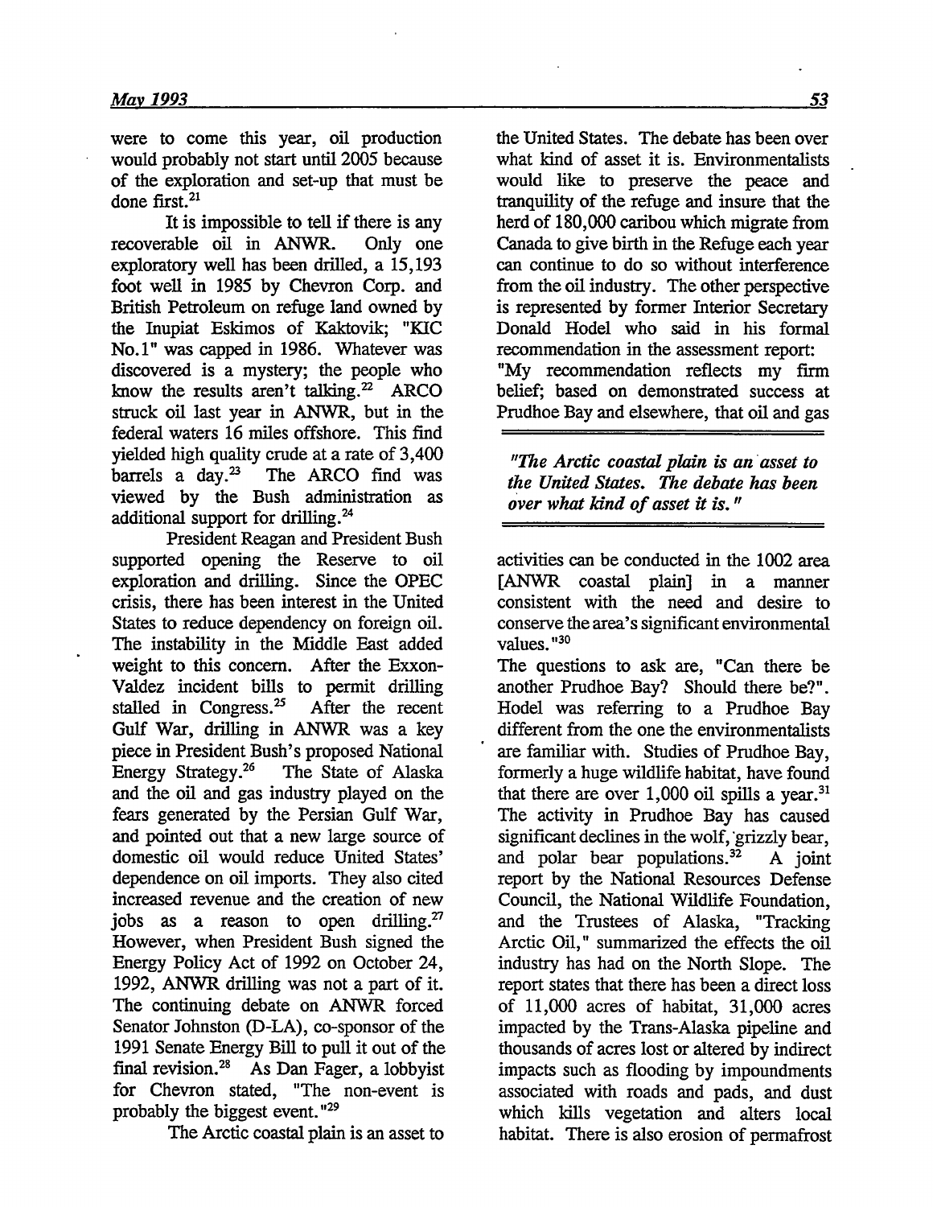were to come this year, oil production would probably not start until 2005 because of the exploration and set-up that must be done first.[21]

It is impossible to tell if there is any recoverable oil in ANWR. Only one exploratory well has been drilled, a 15,193 foot well in 1985 by Chevron Corp. and British Petroleum on refuge land owned by the Inupiat Eskimos of Kaktovik; "KIC No.1" was capped in 1986. Whatever was discovered is a mystery; the people who know the results aren't talking.[22] ARCO struck oil last year in ANWR, but in the federal waters 16 miles offshore. This find yielded high quality crude at a rate of 3,400 barrels a day.[23] The ARCO find was viewed by the Bush administration as additional support for drilling.[24]

President Reagan and President Bush supported opening the Reserve to oil exploration and drilling. Since the OPEC crisis, there has been interest in the United States to reduce dependency on foreign oil. The instability in the Middle East added weight to this concern. After the Exxon-Valdez incident bills to permit drilling stalled in Congress.[25] After the recent Gulf War, drilling in ANWR was a key piece in President Bush's proposed National Energy Strategy.[26] The State of Alaska and the oil and gas industry played on the fears generated by the Persian Gulf War, and pointed out that a new large source of domestic oil would reduce United States' dependence on oil imports. They also cited increased revenue and the creation of new jobs as a reason to open drilling.[27] However, when President Bush signed the Energy Policy Act of 1992 on October 24, 1992, ANWR drilling was not a part of it. The continuing debate on ANWR forced Senator Johnston (D-LA), co-sponsor of the 1991 Senate Energy Bill to pull it out of the final revision.[28] As Dan Fager, a lobbyist for Chevron stated, "The non-event is probably the biggest event."[29]

The Arctic coastal plain is an asset to the United States. The debate has been over what kind of asset it is. Environmentalists would like to preserve the peace and tranquility of the refuge and insure that the herd of 180,000 caribou which migrate from Canada to give birth in the Refuge each year can continue to do so without interference from the oil industry. The other perspective is represented by former Interior Secretary Donald Hodel who said in his formal recommendation in the assessment report: "My recommendation reflects my firm belief; based on demonstrated success at Prudhoe Bay and elsewhere, that oil and gas activities can be conducted in the 1002 area [ANWR coastal plain] in a manner consistent with the need and desire to conserve the area's significant environmental values."[30]

> *"The Arctic coastal plain is an asset to the United States. The debate has been over what kind of asset it is."*

The questions to ask are, "Can there be another Prudhoe Bay? Should there be?". Hodel was referring to a Prudhoe Bay different from the one the environmentalists are familiar with. Studies of Prudhoe Bay, formerly a huge wildlife habitat, have found that there are over 1,000 oil spills a year.[31] The activity in Prudhoe Bay has caused significant declines in the wolf, grizzly bear, and polar bear populations.[32] A joint report by the National Resources Defense Council, the National Wildlife Foundation, and the Trustees of Alaska, "Tracking Arctic Oil," summarized the effects the oil industry has had on the North Slope. The report states that there has been a direct loss of 11,000 acres of habitat, 31,000 acres impacted by the Trans-Alaska pipeline and thousands of acres lost or altered by indirect impacts such as flooding by impoundments associated with roads and pads, and dust which kills vegetation and alters local habitat. There is also erosion of permafrost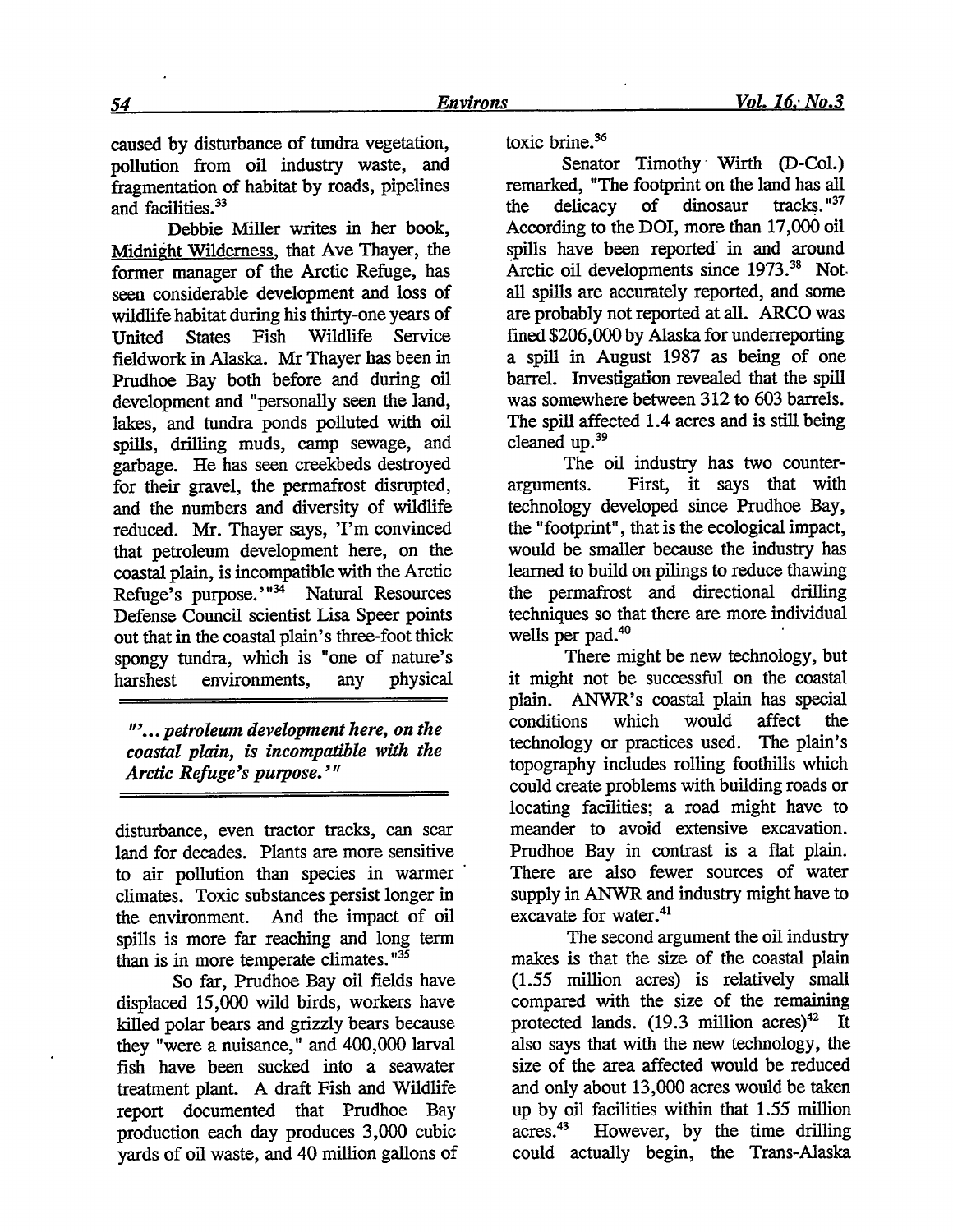caused by disturbance of tundra vegetation, pollution from oil industry waste, and fragmentation of habitat by roads, pipelines and facilities.[33]

Debbie Miller writes in her book, Midnight Wilderness, that Ave Thayer, the former manager of the Arctic Refuge, has seen considerable development and loss of wildlife habitat during his thirty-one years of United States Fish Wildlife Service fieldwork in Alaska. Mr Thayer has been in Prudhoe Bay both before and during oil development and "personally seen the land, lakes, and tundra ponds polluted with oil spills, drilling muds, camp sewage, and garbage. He has seen creekbeds destroyed for their gravel, the permafrost disrupted, and the numbers and diversity of wildlife reduced. Mr. Thayer says, 'I'm convinced that petroleum development here, on the coastal plain, is incompatible with the Arctic Refuge's purpose.'"[34] Natural Resources Defense Council scientist Lisa Speer points out that in the coastal plain's three-foot thick spongy tundra, which is "one of nature's harshest environments, any physical disturbance, even tractor tracks, can scar land for decades. Plants are more sensitive to air pollution than species in warmer climates. Toxic substances persist longer in the environment. And the impact of oil spills is more far reaching and long term than is in more temperate climates."[35]

> *"'...petroleum development here, on the coastal plain, is incompatible with the Arctic Refuge's purpose.'"*

So far, Prudhoe Bay oil fields have displaced 15,000 wild birds, workers have killed polar bears and grizzly bears because they "were a nuisance," and 400,000 larval fish have been sucked into a seawater treatment plant. A draft Fish and Wildlife report documented that Prudhoe Bay production each day produces 3,000 cubic yards of oil waste, and 40 million gallons of toxic brine.[36]

Senator Timothy Wirth (D-Col.) remarked, "The footprint on the land has all the delicacy of dinosaur tracks."[37] According to the DOI, more than 17,000 oil spills have been reported in and around Arctic oil developments since 1973.[38] Not all spills are accurately reported, and some are probably not reported at all. ARCO was fined $206,000 by Alaska for underreporting a spill in August 1987 as being of one barrel. Investigation revealed that the spill was somewhere between 312 to 603 barrels. The spill affected 1.4 acres and is still being cleaned up.[39]

The oil industry has two counter-arguments. First, it says that with technology developed since Prudhoe Bay, the "footprint", that is the ecological impact, would be smaller because the industry has learned to build on pilings to reduce thawing the permafrost and directional drilling techniques so that there are more individual wells per pad.[40]

There might be new technology, but it might not be successful on the coastal plain. ANWR's coastal plain has special conditions which would affect the technology or practices used. The plain's topography includes rolling foothills which could create problems with building roads or locating facilities; a road might have to meander to avoid extensive excavation. Prudhoe Bay in contrast is a flat plain. There are also fewer sources of water supply in ANWR and industry might have to excavate for water.[41]

The second argument the oil industry makes is that the size of the coastal plain (1.55 million acres) is relatively small compared with the size of the remaining protected lands. (19.3 million acres)[42] It also says that with the new technology, the size of the area affected would be reduced and only about 13,000 acres would be taken up by oil facilities within that 1.55 million acres.[43] However, by the time drilling could actually begin, the Trans-Alaska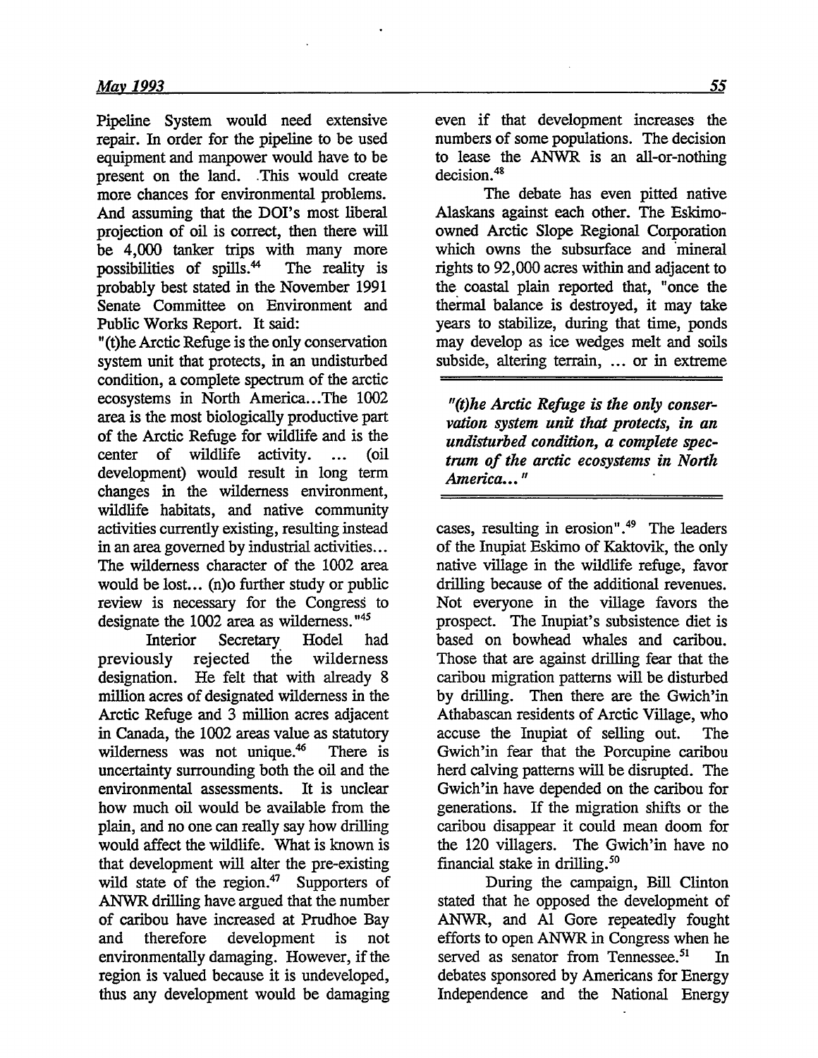Pipeline System would need extensive repair. In order for the pipeline to be used equipment and manpower would have to be present on the land. This would create more chances for environmental problems. And assuming that the DOI's most liberal projection of oil is correct, then there will be 4,000 tanker trips with many more possibilities of spills.[44] The reality is probably best stated in the November 1991 Senate Committee on Environment and Public Works Report. It said:

"(t)he Arctic Refuge is the only conservation system unit that protects, in an undisturbed condition, a complete spectrum of the arctic ecosystems in North America...The 1002 area is the most biologically productive part of the Arctic Refuge for wildlife and is the center of wildlife activity. ... (oil development) would result in long term changes in the wilderness environment, wildlife habitats, and native community activities currently existing, resulting instead in an area governed by industrial activities... The wilderness character of the 1002 area would be lost... (n)o further study or public review is necessary for the Congress to designate the 1002 area as wilderness."[45]

Interior Secretary Hodel had previously rejected the wilderness designation. He felt that with already 8 million acres of designated wilderness in the Arctic Refuge and 3 million acres adjacent in Canada, the 1002 areas value as statutory wilderness was not unique.[46] There is uncertainty surrounding both the oil and the environmental assessments. It is unclear how much oil would be available from the plain, and no one can really say how drilling would affect the wildlife. What is known is that development will alter the pre-existing wild state of the region.[47] Supporters of ANWR drilling have argued that the number of caribou have increased at Prudhoe Bay and therefore development is not environmentally damaging. However, if the region is valued because it is undeveloped, thus any development would be damaging even if that development increases the numbers of some populations. The decision to lease the ANWR is an all-or-nothing decision.[48]

The debate has even pitted native Alaskans against each other. The Eskimo-owned Arctic Slope Regional Corporation which owns the subsurface and mineral rights to 92,000 acres within and adjacent to the coastal plain reported that, "once the thermal balance is destroyed, it may take years to stabilize, during that time, ponds may develop as ice wedges melt and soils subside, altering terrain, ... or in extreme cases, resulting in erosion".[49] The leaders of the Inupiat Eskimo of Kaktovik, the only native village in the wildlife refuge, favor drilling because of the additional revenues. Not everyone in the village favors the prospect. The Inupiat's subsistence diet is based on bowhead whales and caribou. Those that are against drilling fear that the caribou migration patterns will be disturbed by drilling. Then there are the Gwich'in Athabascan residents of Arctic Village, who accuse the Inupiat of selling out. The Gwich'in fear that the Porcupine caribou herd calving patterns will be disrupted. The Gwich'in have depended on the caribou for generations. If the migration shifts or the caribou disappear it could mean doom for the 120 villagers. The Gwich'in have no financial stake in drilling.[50]

> ***"(t)he Arctic Refuge is the only conservation system unit that protects, in an undisturbed condition, a complete spectrum of the arctic ecosystems in North America..."***

During the campaign, Bill Clinton stated that he opposed the development of ANWR, and Al Gore repeatedly fought efforts to open ANWR in Congress when he served as senator from Tennessee.[51] In debates sponsored by Americans for Energy Independence and the National Energy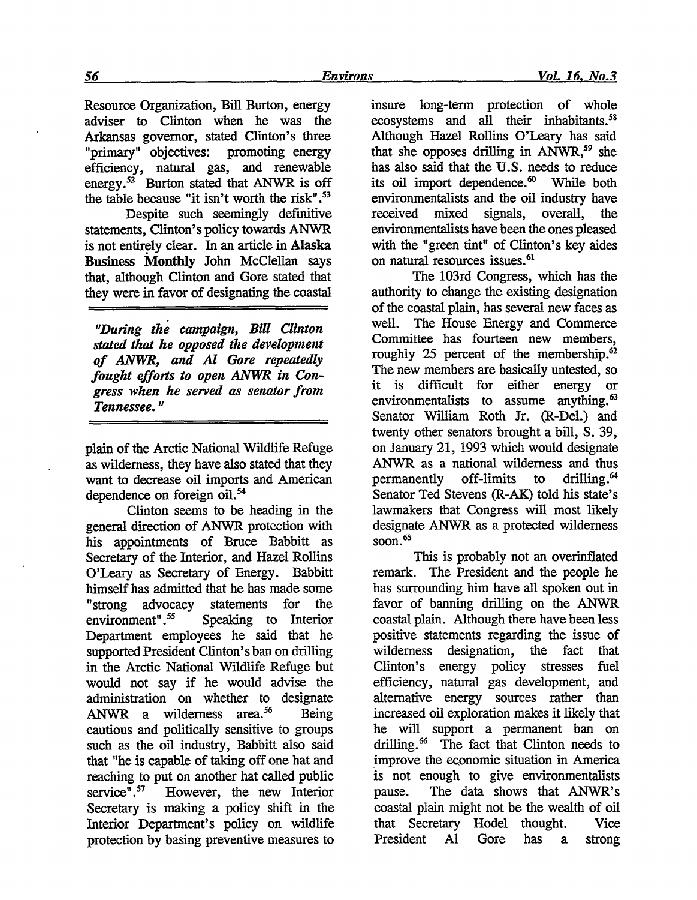Resource Organization, Bill Burton, energy adviser to Clinton when he was the Arkansas governor, stated Clinton's three "primary" objectives: promoting energy efficiency, natural gas, and renewable energy.[52] Burton stated that ANWR is off the table because "it isn't worth the risk".[53]

Despite such seemingly definitive statements, Clinton's policy towards ANWR is not entirely clear. In an article in **Alaska Business Monthly** John McClellan says that, although Clinton and Gore stated that they were in favor of designating the coastal plain of the Arctic National Wildlife Refuge as wilderness, they have also stated that they want to decrease oil imports and American dependence on foreign oil.[54]

***"During the campaign, Bill Clinton stated that he opposed the development of ANWR, and Al Gore repeatedly fought efforts to open ANWR in Congress when he served as senator from Tennessee."***

Clinton seems to be heading in the general direction of ANWR protection with his appointments of Bruce Babbitt as Secretary of the Interior, and Hazel Rollins O'Leary as Secretary of Energy. Babbitt himself has admitted that he has made some "strong advocacy statements for the environment".[55] Speaking to Interior Department employees he said that he supported President Clinton's ban on drilling in the Arctic National Wildlife Refuge but would not say if he would advise the administration on whether to designate ANWR a wilderness area.[56] Being cautious and politically sensitive to groups such as the oil industry, Babbitt also said that "he is capable of taking off one hat and reaching to put on another hat called public service".[57] However, the new Interior Secretary is making a policy shift in the Interior Department's policy on wildlife protection by basing preventive measures to insure long-term protection of whole ecosystems and all their inhabitants.[58] Although Hazel Rollins O'Leary has said that she opposes drilling in ANWR,[59] she has also said that the U.S. needs to reduce its oil import dependence.[60] While both environmentalists and the oil industry have received mixed signals, overall, the environmentalists have been the ones pleased with the "green tint" of Clinton's key aides on natural resources issues.[61]

The 103rd Congress, which has the authority to change the existing designation of the coastal plain, has several new faces as well. The House Energy and Commerce Committee has fourteen new members, roughly 25 percent of the membership.[62] The new members are basically untested, so it is difficult for either energy or environmentalists to assume anything.[63] Senator William Roth Jr. (R-Del.) and twenty other senators brought a bill, S. 39, on January 21, 1993 which would designate ANWR as a national wilderness and thus permanently off-limits to drilling.[64] Senator Ted Stevens (R-AK) told his state's lawmakers that Congress will most likely designate ANWR as a protected wilderness soon.[65]

This is probably not an overinflated remark. The President and the people he has surrounding him have all spoken out in favor of banning drilling on the ANWR coastal plain. Although there have been less positive statements regarding the issue of wilderness designation, the fact that Clinton's energy policy stresses fuel efficiency, natural gas development, and alternative energy sources rather than increased oil exploration makes it likely that he will support a permanent ban on drilling.[66] The fact that Clinton needs to improve the economic situation in America is not enough to give environmentalists pause. The data shows that ANWR's coastal plain might not be the wealth of oil that Secretary Hodel thought. Vice President Al Gore has a strong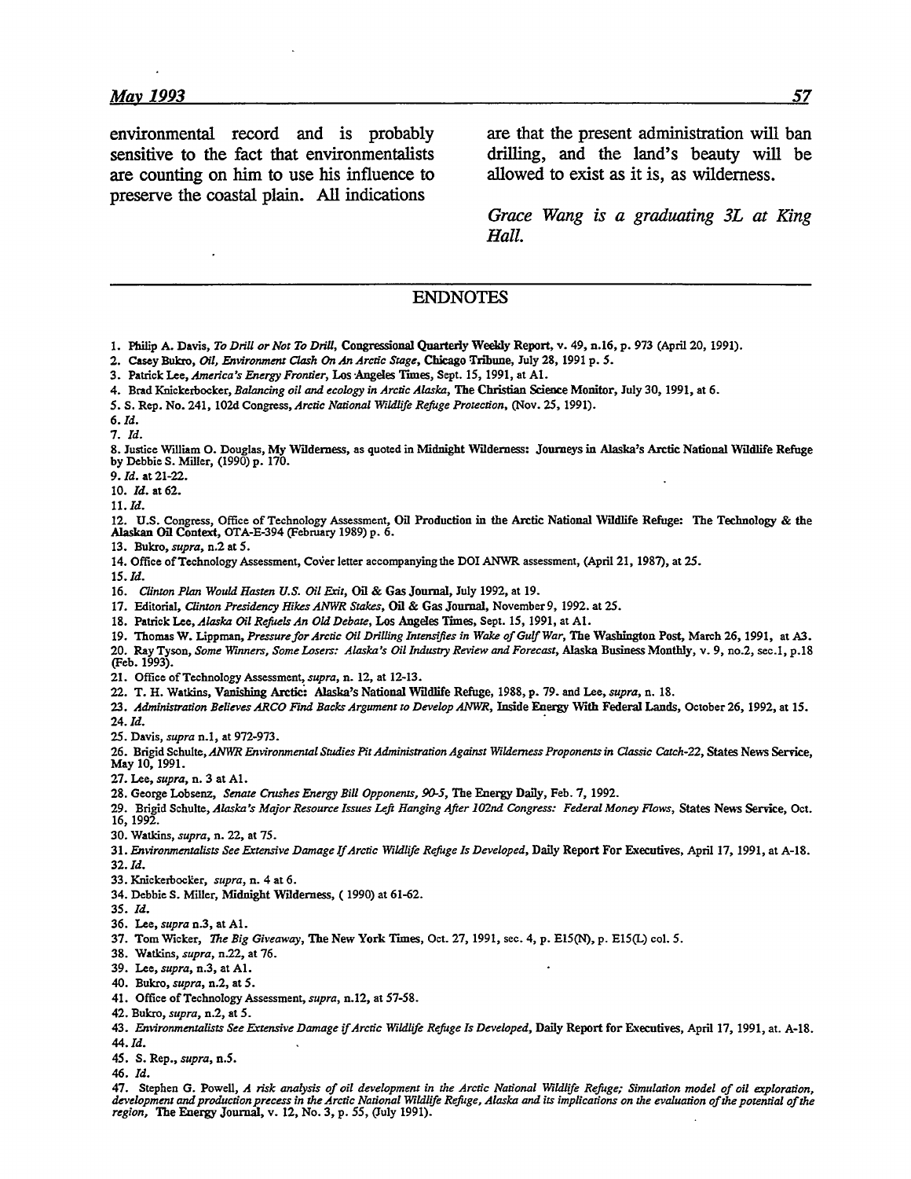environmental record and is probably sensitive to the fact that environmentalists are counting on him to use his influence to preserve the coastal plain. All indications are that the present administration will ban drilling, and the land's beauty will be allowed to exist as it is, as wilderness.

*Grace Wang is a graduating 3L at King Hall.*

## ENDNOTES

1. Philip A. Davis, *To Drill or Not To Drill*, Congressional Quarterly Weekly Report, v. 49, n.16, p. 973 (April 20, 1991).
2. Casey Bukro, *Oil, Environment Clash On An Arctic Stage*, Chicago Tribune, July 28, 1991 p. 5.
3. Patrick Lee, *America's Energy Frontier*, Los Angeles Times, Sept. 15, 1991, at A1.
4. Brad Knickerbocker, *Balancing oil and ecology in Arctic Alaska*, The Christian Science Monitor, July 30, 1991, at 6.
5. S. Rep. No. 241, 102d Congress, *Arctic National Wildlife Refuge Protection*, (Nov. 25, 1991).
6. *Id.*
7. *Id.*
8. Justice William O. Douglas, My Wilderness, as quoted in Midnight Wilderness: Journeys in Alaska's Arctic National Wildlife Refuge by Debbie S. Miller, (1990) p. 170.
9. *Id.* at 21-22.
10. *Id.* at 62.
11. *Id.*
12. U.S. Congress, Office of Technology Assessment, Oil Production in the Arctic National Wildlife Refuge: The Technology & the Alaskan Oil Context, OTA-E-394 (February 1989) p. 6.
13. Bukro, *supra*, n.2 at 5.
14. Office of Technology Assessment, Cover letter accompanying the DOI ANWR assessment, (April 21, 1987), at 25.
15. *Id.*
16. *Clinton Plan Would Hasten U.S. Oil Exit*, Oil & Gas Journal, July 1992, at 19.
17. Editorial, *Clinton Presidency Hikes ANWR Stakes*, Oil & Gas Journal, November 9, 1992. at 25.
18. Patrick Lee, *Alaska Oil Refuels An Old Debate*, Los Angeles Times, Sept. 15, 1991, at A1.
19. Thomas W. Lippman, *Pressure for Arctic Oil Drilling Intensifies in Wake of Gulf War*, The Washington Post, March 26, 1991, at A3.
20. Ray Tyson, *Some Winners, Some Losers: Alaska's Oil Industry Review and Forecast*, Alaska Business Monthly, v. 9, no.2, sec.1, p.18 (Feb. 1993).
21. Office of Technology Assessment, *supra*, n. 12, at 12-13.
22. T. H. Watkins, Vanishing Arctic: Alaska's National Wildlife Refuge, 1988, p. 79. and Lee, *supra*, n. 18.
23. *Administration Believes ARCO Find Backs Argument to Develop ANWR*, Inside Energy With Federal Lands, October 26, 1992, at 15.
24. *Id.*
25. Davis, *supra* n.1, at 972-973.
26. Brigid Schulte, *ANWR Environmental Studies Pit Administration Against Wilderness Proponents in Classic Catch-22*, States News Service, May 10, 1991.
27. Lee, *supra*, n. 3 at A1.
28. George Lobsenz, *Senate Crushes Energy Bill Opponents, 90-5*, The Energy Daily, Feb. 7, 1992.
29. Brigid Schulte, *Alaska's Major Resource Issues Left Hanging After 102nd Congress: Federal Money Flows*, States News Service, Oct. 16, 1992.
30. Watkins, *supra*, n. 22, at 75.
31. *Environmentalists See Extensive Damage If Arctic Wildlife Refuge Is Developed*, Daily Report For Executives, April 17, 1991, at A-18.
32. *Id.*
33. Knickerbocker, *supra*, n. 4 at 6.
34. Debbie S. Miller, Midnight Wilderness, ( 1990) at 61-62.
35. *Id.*
36. Lee, *supra* n.3, at A1.
37. Tom Wicker, *The Big Giveaway*, The New York Times, Oct. 27, 1991, sec. 4, p. E15(N), p. E15(L) col. 5.
38. Watkins, *supra*, n.22, at 76.
39. Lee, *supra*, n.3, at A1.
40. Bukro, *supra*, n.2, at 5.
41. Office of Technology Assessment, *supra*, n.12, at 57-58.
42. Bukro, *supra*, n.2, at 5.
43. *Environmentalists See Extensive Damage if Arctic Wildlife Refuge Is Developed*, Daily Report for Executives, April 17, 1991, at. A-18.
44. *Id.*
45. S. Rep., *supra*, n.5.
46. *Id.*
47. Stephen G. Powell, *A risk analysis of oil development in the Arctic National Wildlife Refuge; Simulation model of oil exploration, development and production precess in the Arctic National Wildlife Refuge, Alaska and its implications on the evaluation of the potential of the region*, The Energy Journal, v. 12, No. 3, p. 55, (July 1991).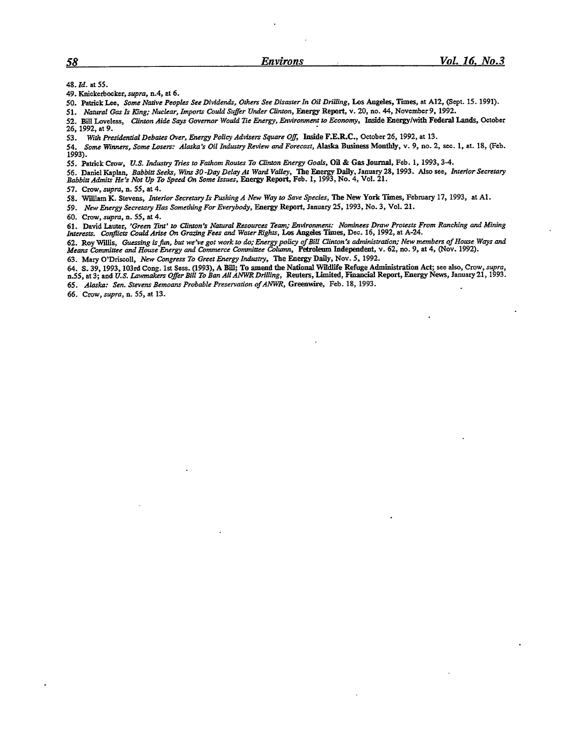48. *Id.* at 55.

49. Knickerbocker, *supra*, n.4, at 6.

50. Patrick Lee, *Some Native Peoples See Dividends, Others See Disaster In Oil Drilling*, **Los Angeles, Times**, at A12, (Sept. 15. 1991).

51. *Natural Gas Is King; Nuclear, Imports Could Suffer Under Clinton*, **Energy Report**, v. 20, no. 44, November 9, 1992.

52. Bill Loveless, *Clinton Aide Says Governor Would Tie Energy, Environment to Economy*, **Inside Energy/with Federal Lands**, October 26, 1992, at 9.

53. *With Presidential Debates Over, Energy Policy Advisers Square Off*, **Inside F.E.R.C.**, October 26, 1992, at 13.

54. *Some Winners, Some Losers: Alaska's Oil Industry Review and Forecast*, **Alaska Business Monthly**, v. 9, no. 2, sec. 1, at. 18, (Feb. 1993).

55. Patrick Crow, *U.S. Industry Tries to Fathom Routes To Clinton Energy Goals*, **Oil & Gas Journal**, Feb. 1, 1993, 3-4.

56. Daniel Kaplan, *Babbitt Seeks, Wins 30-Day Delay At Ward Valley*, **The Energy Daily**, January 28, 1993. Also see, *Interior Secretary Babbitt Admits He's Not Up To Speed On Some Issues*, **Energy Report**, Feb. 1, 1993, No. 4, Vol. 21.

57. Crow, *supra*, n. 55, at 4.

58. William K. Stevens, *Interior Secretary Is Pushing A New Way to Save Species*, **The New York Times**, February 17, 1993, at A1.

59. *New Energy Secretary Has Something For Everybody*, **Energy Report**, January 25, 1993, No. 3, Vol. 21.

60. Crow, *supra*, n. 55, at 4.

61. David Lauter, *'Green Tint' to Clinton's Natural Resources Team; Environment: Nominees Draw Protests From Ranching and Mining Interests. Conflicts Could Arise On Grazing Fees and Water Rights*, **Los Angeles Times**, Dec. 16, 1992, at A-24.

62. Roy Willis, *Guessing is fun, but we've got work to do; Energy policy of Bill Clinton's administration; New members of House Ways and Means Committee and House Energy and Commerce Committee Column*, **Petroleum Independent**, v. 62, no. 9, at 4, (Nov. 1992).

63. Mary O'Driscoll, *New Congress To Greet Energy Industry*, **The Energy Daily**, Nov. 5, 1992.

64. S. 39, 1993, 103rd Cong. 1st Sess. (1993), **A Bill; To amend the National Wildlife Refuge Administration Act**; see also, Crow, *supra*, n.55, at 3; and *U.S. Lawmakers Offer Bill To Ban All ANWR Drilling*, **Reuters, Limited, Financial Report, Energy News**, January 21, 1993.

65. *Alaska: Sen. Stevens Bemoans Probable Preservation of ANWR*, **Greenwire**, Feb. 18, 1993.

66. Crow, *supra*, n. 55, at 13.